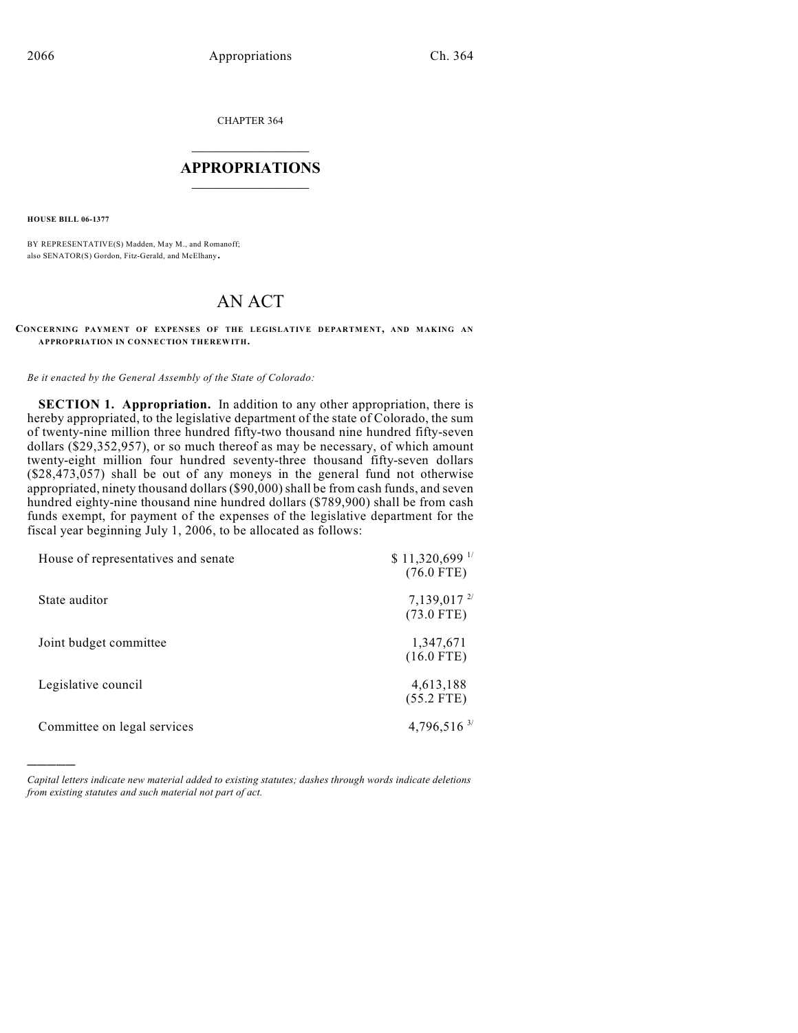CHAPTER 364

# APPROPRIATIONS

**HOUSE BILL 06-1377**

BY REPRESENTATIVE(S) Madden, May M., and Romanoff;
also SENATOR(S) Gordon, Fitz-Gerald, and McElhany.

## AN ACT

**CONCERNING PAYMENT OF EXPENSES OF THE LEGISLATIVE DEPARTMENT, AND MAKING AN APPROPRIATION IN CONNECTION THEREWITH.**

*Be it enacted by the General Assembly of the State of Colorado:*

**SECTION 1. Appropriation.** In addition to any other appropriation, there is hereby appropriated, to the legislative department of the state of Colorado, the sum of twenty-nine million three hundred fifty-two thousand nine hundred fifty-seven dollars ($29,352,957), or so much thereof as may be necessary, of which amount twenty-eight million four hundred seventy-three thousand fifty-seven dollars ($28,473,057) shall be out of any moneys in the general fund not otherwise appropriated, ninety thousand dollars ($90,000) shall be from cash funds, and seven hundred eighty-nine thousand nine hundred dollars ($789,900) shall be from cash funds exempt, for payment of the expenses of the legislative department for the fiscal year beginning July 1, 2006, to be allocated as follows:

| | |
|---|---|
| House of representatives and senate | $ 11,320,699 [1/] (76.0 FTE) |
| State auditor | 7,139,017 [2/] (73.0 FTE) |
| Joint budget committee | 1,347,671 (16.0 FTE) |
| Legislative council | 4,613,188 (55.2 FTE) |
| Committee on legal services | 4,796,516 [3/] |

*Capital letters indicate new material added to existing statutes; dashes through words indicate deletions from existing statutes and such material not part of act.*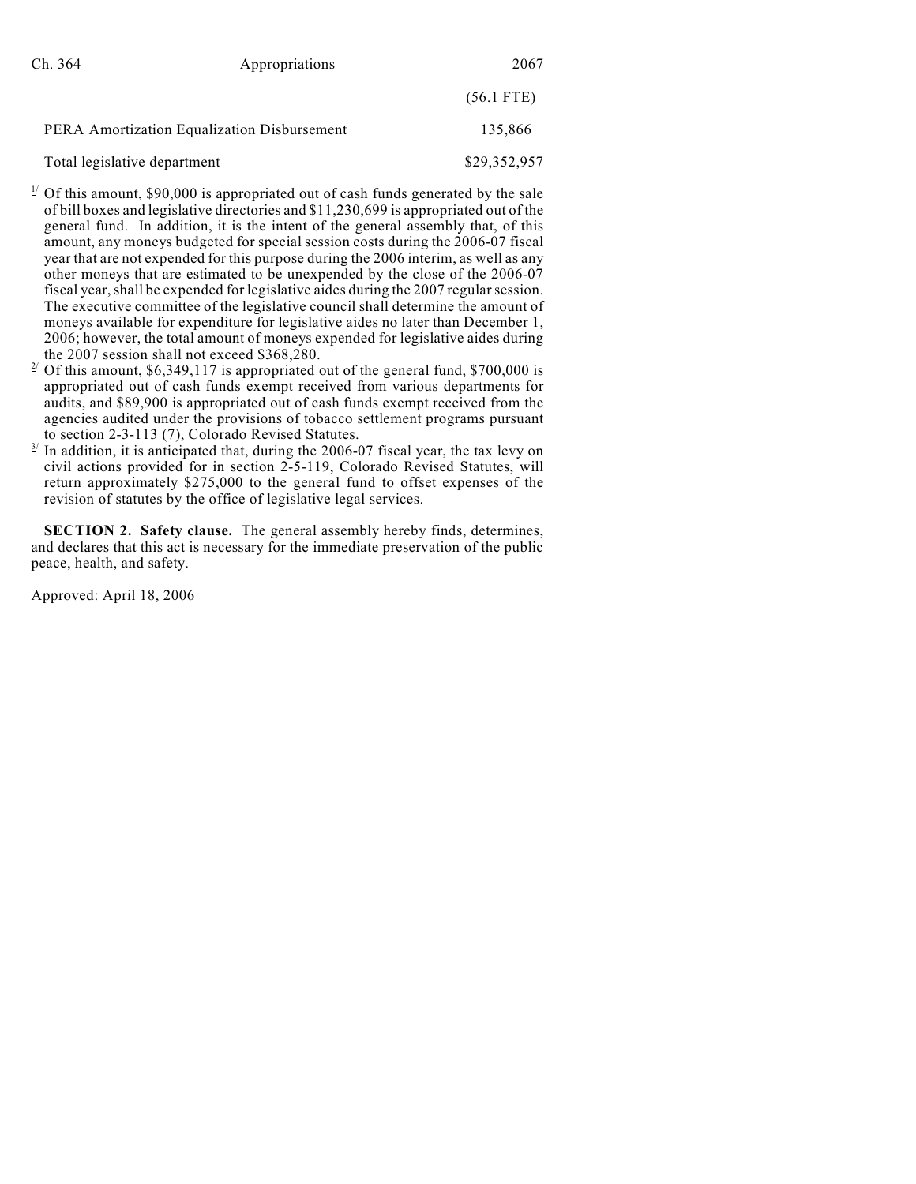| | |
|---|---|
| | (56.1 FTE) |
| PERA Amortization Equalization Disbursement | 135,866 |
| Total legislative department | $29,352,957 |

[1/] Of this amount, $90,000 is appropriated out of cash funds generated by the sale of bill boxes and legislative directories and $11,230,699 is appropriated out of the general fund. In addition, it is the intent of the general assembly that, of this amount, any moneys budgeted for special session costs during the 2006-07 fiscal year that are not expended for this purpose during the 2006 interim, as well as any other moneys that are estimated to be unexpended by the close of the 2006-07 fiscal year, shall be expended for legislative aides during the 2007 regular session. The executive committee of the legislative council shall determine the amount of moneys available for expenditure for legislative aides no later than December 1, 2006; however, the total amount of moneys expended for legislative aides during the 2007 session shall not exceed $368,280.

[2/] Of this amount, $6,349,117 is appropriated out of the general fund, $700,000 is appropriated out of cash funds exempt received from various departments for audits, and $89,900 is appropriated out of cash funds exempt received from the agencies audited under the provisions of tobacco settlement programs pursuant to section 2-3-113 (7), Colorado Revised Statutes.

[3/] In addition, it is anticipated that, during the 2006-07 fiscal year, the tax levy on civil actions provided for in section 2-5-119, Colorado Revised Statutes, will return approximately $275,000 to the general fund to offset expenses of the revision of statutes by the office of legislative legal services.

**SECTION 2. Safety clause.** The general assembly hereby finds, determines, and declares that this act is necessary for the immediate preservation of the public peace, health, and safety.

Approved: April 18, 2006